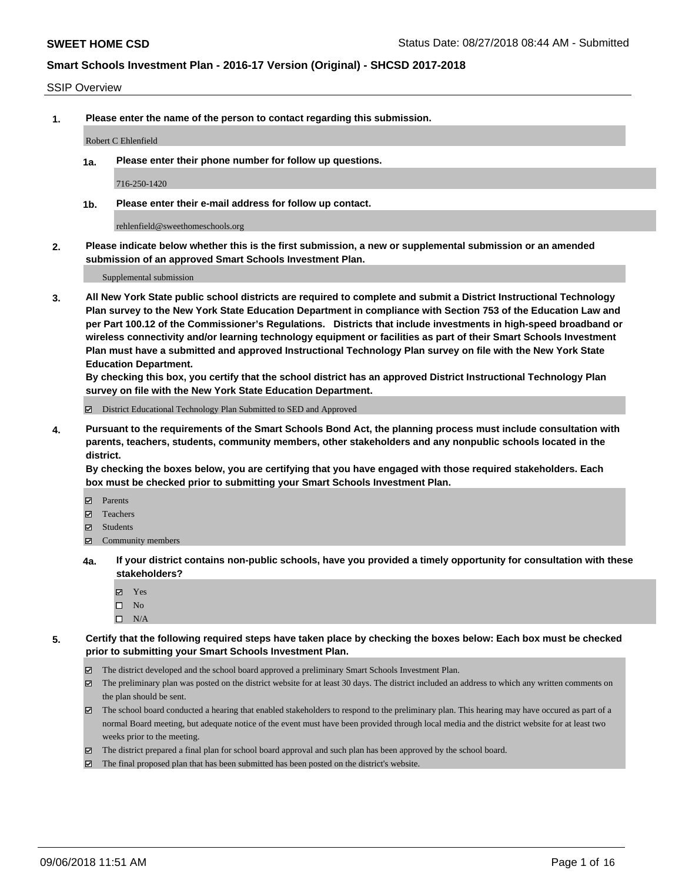**SWEET HOME CSD**

Status Date: 08/27/2018 08:44 AM - Submitted

## Smart Schools Investment Plan - 2016-17 Version (Original) - SHCSD 2017-2018

SSIP Overview

**1. Please enter the name of the person to contact regarding this submission.**

Robert C Ehlenfield

**1a. Please enter their phone number for follow up questions.**

716-250-1420

**1b. Please enter their e-mail address for follow up contact.**

rehlenfield@sweethomeschools.org

**2. Please indicate below whether this is the first submission, a new or supplemental submission or an amended submission of an approved Smart Schools Investment Plan.**

Supplemental submission

**3. All New York State public school districts are required to complete and submit a District Instructional Technology Plan survey to the New York State Education Department in compliance with Section 753 of the Education Law and per Part 100.12 of the Commissioner's Regulations. Districts that include investments in high-speed broadband or wireless connectivity and/or learning technology equipment or facilities as part of their Smart Schools Investment Plan must have a submitted and approved Instructional Technology Plan survey on file with the New York State Education Department.**
**By checking this box, you certify that the school district has an approved District Instructional Technology Plan survey on file with the New York State Education Department.**

☑ District Educational Technology Plan Submitted to SED and Approved

**4. Pursuant to the requirements of the Smart Schools Bond Act, the planning process must include consultation with parents, teachers, students, community members, other stakeholders and any nonpublic schools located in the district.**
**By checking the boxes below, you are certifying that you have engaged with those required stakeholders. Each box must be checked prior to submitting your Smart Schools Investment Plan.**

☑ Parents
☑ Teachers
☑ Students
☑ Community members

**4a. If your district contains non-public schools, have you provided a timely opportunity for consultation with these stakeholders?**

☑ Yes
☐ No
☐ N/A

**5. Certify that the following required steps have taken place by checking the boxes below: Each box must be checked prior to submitting your Smart Schools Investment Plan.**

☑ The district developed and the school board approved a preliminary Smart Schools Investment Plan.
☑ The preliminary plan was posted on the district website for at least 30 days. The district included an address to which any written comments on the plan should be sent.
☑ The school board conducted a hearing that enabled stakeholders to respond to the preliminary plan. This hearing may have occured as part of a normal Board meeting, but adequate notice of the event must have been provided through local media and the district website for at least two weeks prior to the meeting.
☑ The district prepared a final plan for school board approval and such plan has been approved by the school board.
☑ The final proposed plan that has been submitted has been posted on the district's website.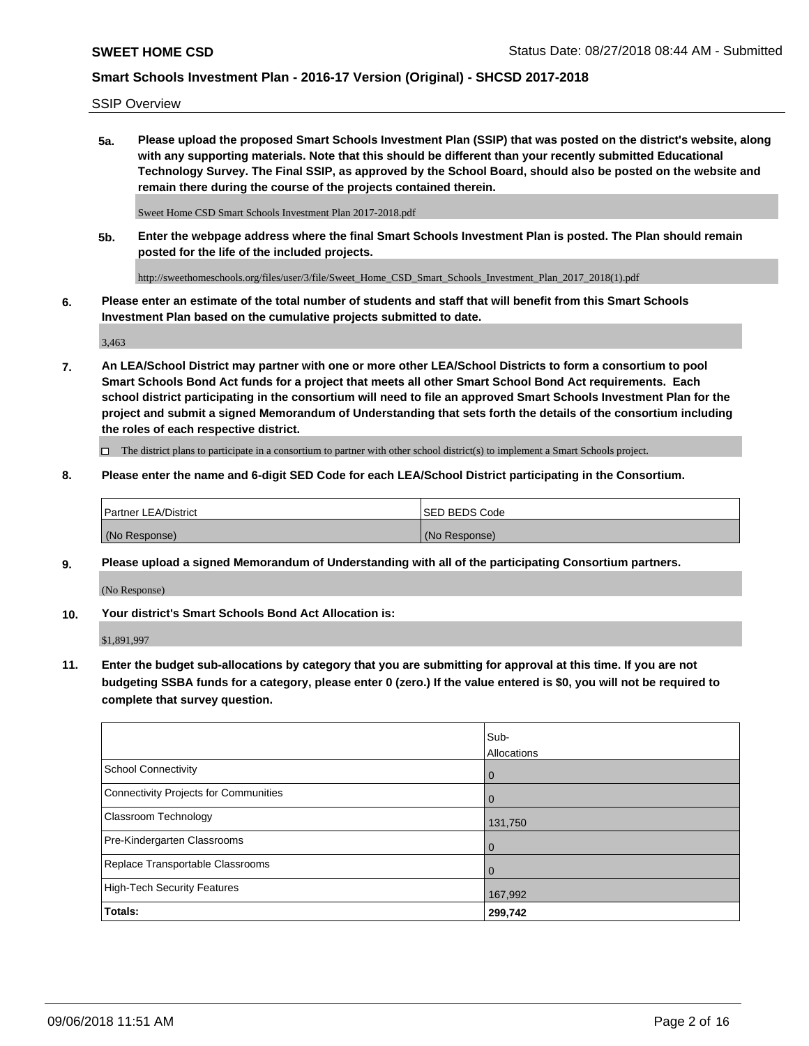SSIP Overview

**5a. Please upload the proposed Smart Schools Investment Plan (SSIP) that was posted on the district's website, along with any supporting materials. Note that this should be different than your recently submitted Educational Technology Survey. The Final SSIP, as approved by the School Board, should also be posted on the website and remain there during the course of the projects contained therein.**

Sweet Home CSD Smart Schools Investment Plan 2017-2018.pdf

**5b. Enter the webpage address where the final Smart Schools Investment Plan is posted. The Plan should remain posted for the life of the included projects.**

http://sweethomeschools.org/files/user/3/file/Sweet_Home_CSD_Smart_Schools_Investment_Plan_2017_2018(1).pdf

**6. Please enter an estimate of the total number of students and staff that will benefit from this Smart Schools Investment Plan based on the cumulative projects submitted to date.**

3,463

**7. An LEA/School District may partner with one or more other LEA/School Districts to form a consortium to pool Smart Schools Bond Act funds for a project that meets all other Smart School Bond Act requirements. Each school district participating in the consortium will need to file an approved Smart Schools Investment Plan for the project and submit a signed Memorandum of Understanding that sets forth the details of the consortium including the roles of each respective district.**

☐ The district plans to participate in a consortium to partner with other school district(s) to implement a Smart Schools project.

**8. Please enter the name and 6-digit SED Code for each LEA/School District participating in the Consortium.**

| Partner LEA/District | SED BEDS Code |
|---|---|
| (No Response) | (No Response) |

**9. Please upload a signed Memorandum of Understanding with all of the participating Consortium partners.**

(No Response)

**10. Your district's Smart Schools Bond Act Allocation is:**

$1,891,997

**11. Enter the budget sub-allocations by category that you are submitting for approval at this time. If you are not budgeting SSBA funds for a category, please enter 0 (zero.) If the value entered is $0, you will not be required to complete that survey question.**

| | Sub-Allocations |
|---|---|
| School Connectivity | 0 |
| Connectivity Projects for Communities | 0 |
| Classroom Technology | 131,750 |
| Pre-Kindergarten Classrooms | 0 |
| Replace Transportable Classrooms | 0 |
| High-Tech Security Features | 167,992 |
| **Totals:** | **299,742** |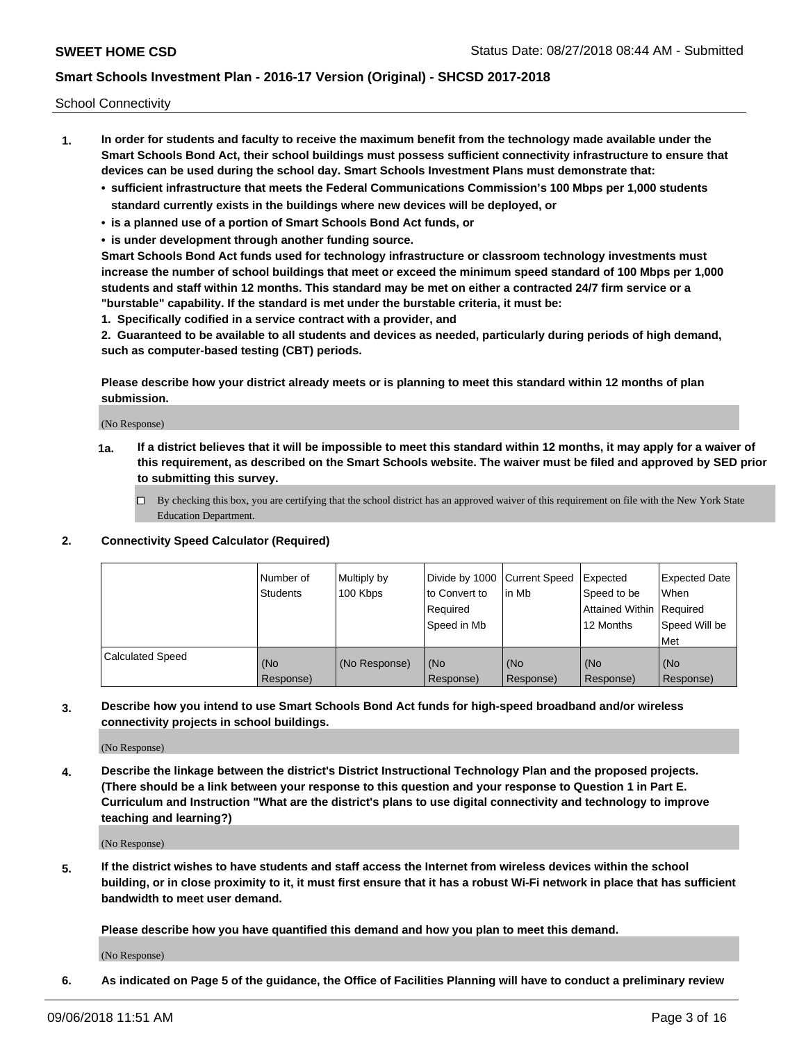School Connectivity

1. **In order for students and faculty to receive the maximum benefit from the technology made available under the Smart Schools Bond Act, their school buildings must possess sufficient connectivity infrastructure to ensure that devices can be used during the school day. Smart Schools Investment Plans must demonstrate that:**
   - **sufficient infrastructure that meets the Federal Communications Commission's 100 Mbps per 1,000 students standard currently exists in the buildings where new devices will be deployed, or**
   - **is a planned use of a portion of Smart Schools Bond Act funds, or**
   - **is under development through another funding source.**

   **Smart Schools Bond Act funds used for technology infrastructure or classroom technology investments must increase the number of school buildings that meet or exceed the minimum speed standard of 100 Mbps per 1,000 students and staff within 12 months. This standard may be met on either a contracted 24/7 firm service or a "burstable" capability. If the standard is met under the burstable criteria, it must be:**

   **1. Specifically codified in a service contract with a provider, and**

   **2. Guaranteed to be available to all students and devices as needed, particularly during periods of high demand, such as computer-based testing (CBT) periods.**

   **Please describe how your district already meets or is planning to meet this standard within 12 months of plan submission.**

   (No Response)

   **1a. If a district believes that it will be impossible to meet this standard within 12 months, it may apply for a waiver of this requirement, as described on the Smart Schools website. The waiver must be filed and approved by SED prior to submitting this survey.**

   ☐ By checking this box, you are certifying that the school district has an approved waiver of this requirement on file with the New York State Education Department.

2. **Connectivity Speed Calculator (Required)**

| | Number of Students | Multiply by 100 Kbps | Divide by 1000 to Convert to Required Speed in Mb | Current Speed in Mb | Expected Speed to be Attained Within 12 Months | Expected Date When Required Speed Will be Met |
|---|---|---|---|---|---|---|
| Calculated Speed | (No Response) | (No Response) | (No Response) | (No Response) | (No Response) | (No Response) |

3. **Describe how you intend to use Smart Schools Bond Act funds for high-speed broadband and/or wireless connectivity projects in school buildings.**

   (No Response)

4. **Describe the linkage between the district's District Instructional Technology Plan and the proposed projects. (There should be a link between your response to this question and your response to Question 1 in Part E. Curriculum and Instruction "What are the district's plans to use digital connectivity and technology to improve teaching and learning?)**

   (No Response)

5. **If the district wishes to have students and staff access the Internet from wireless devices within the school building, or in close proximity to it, it must first ensure that it has a robust Wi-Fi network in place that has sufficient bandwidth to meet user demand.**

   **Please describe how you have quantified this demand and how you plan to meet this demand.**

   (No Response)

6. **As indicated on Page 5 of the guidance, the Office of Facilities Planning will have to conduct a preliminary review**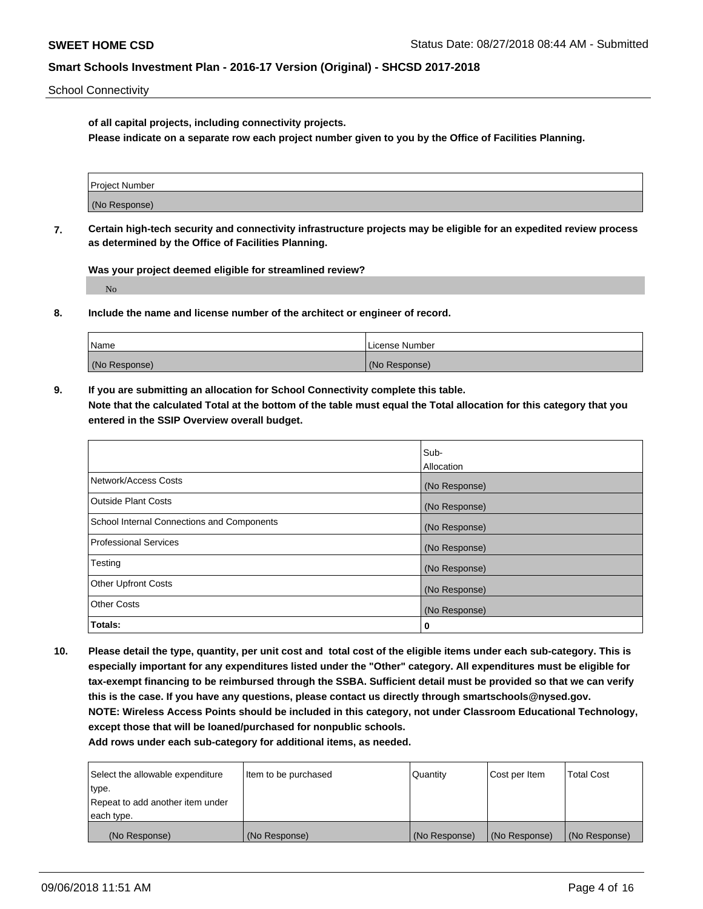**of all capital projects, including connectivity projects.**
**Please indicate on a separate row each project number given to you by the Office of Facilities Planning.**

| Project Number |
|---|
| (No Response) |

**7. Certain high-tech security and connectivity infrastructure projects may be eligible for an expedited review process as determined by the Office of Facilities Planning.**

**Was your project deemed eligible for streamlined review?**

No

**8. Include the name and license number of the architect or engineer of record.**

| Name | License Number |
|---|---|
| (No Response) | (No Response) |

**9. If you are submitting an allocation for School Connectivity complete this table.**
**Note that the calculated Total at the bottom of the table must equal the Total allocation for this category that you entered in the SSIP Overview overall budget.**

| | Sub-Allocation |
|---|---|
| Network/Access Costs | (No Response) |
| Outside Plant Costs | (No Response) |
| School Internal Connections and Components | (No Response) |
| Professional Services | (No Response) |
| Testing | (No Response) |
| Other Upfront Costs | (No Response) |
| Other Costs | (No Response) |
| **Totals:** | 0 |

**10. Please detail the type, quantity, per unit cost and total cost of the eligible items under each sub-category. This is especially important for any expenditures listed under the "Other" category. All expenditures must be eligible for tax-exempt financing to be reimbursed through the SSBA. Sufficient detail must be provided so that we can verify this is the case. If you have any questions, please contact us directly through smartschools@nysed.gov.**
**NOTE: Wireless Access Points should be included in this category, not under Classroom Educational Technology, except those that will be loaned/purchased for nonpublic schools.**
**Add rows under each sub-category for additional items, as needed.**

| Select the allowable expenditure type. Repeat to add another item under each type. | Item to be purchased | Quantity | Cost per Item | Total Cost |
|---|---|---|---|---|
| (No Response) | (No Response) | (No Response) | (No Response) | (No Response) |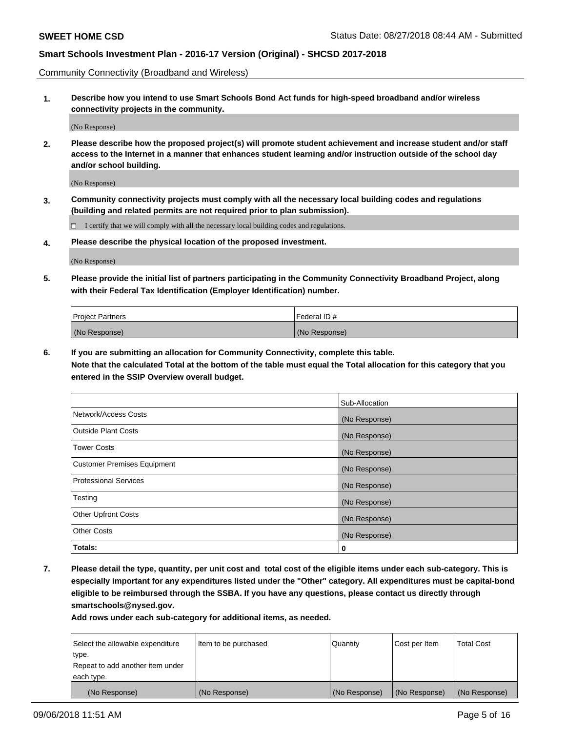Community Connectivity (Broadband and Wireless)

**1. Describe how you intend to use Smart Schools Bond Act funds for high-speed broadband and/or wireless connectivity projects in the community.**

(No Response)

**2. Please describe how the proposed project(s) will promote student achievement and increase student and/or staff access to the Internet in a manner that enhances student learning and/or instruction outside of the school day and/or school building.**

(No Response)

**3. Community connectivity projects must comply with all the necessary local building codes and regulations (building and related permits are not required prior to plan submission).**

☐ I certify that we will comply with all the necessary local building codes and regulations.

**4. Please describe the physical location of the proposed investment.**

(No Response)

**5. Please provide the initial list of partners participating in the Community Connectivity Broadband Project, along with their Federal Tax Identification (Employer Identification) number.**

| Project Partners | Federal ID # |
|---|---|
| (No Response) | (No Response) |

**6. If you are submitting an allocation for Community Connectivity, complete this table.**
**Note that the calculated Total at the bottom of the table must equal the Total allocation for this category that you entered in the SSIP Overview overall budget.**

| | Sub-Allocation |
|---|---|
| Network/Access Costs | (No Response) |
| Outside Plant Costs | (No Response) |
| Tower Costs | (No Response) |
| Customer Premises Equipment | (No Response) |
| Professional Services | (No Response) |
| Testing | (No Response) |
| Other Upfront Costs | (No Response) |
| Other Costs | (No Response) |
| **Totals:** | **0** |

**7. Please detail the type, quantity, per unit cost and total cost of the eligible items under each sub-category. This is especially important for any expenditures listed under the "Other" category. All expenditures must be capital-bond eligible to be reimbursed through the SSBA. If you have any questions, please contact us directly through smartschools@nysed.gov.**

**Add rows under each sub-category for additional items, as needed.**

| Select the allowable expenditure type. Repeat to add another item under each type. | Item to be purchased | Quantity | Cost per Item | Total Cost |
|---|---|---|---|---|
| (No Response) | (No Response) | (No Response) | (No Response) | (No Response) |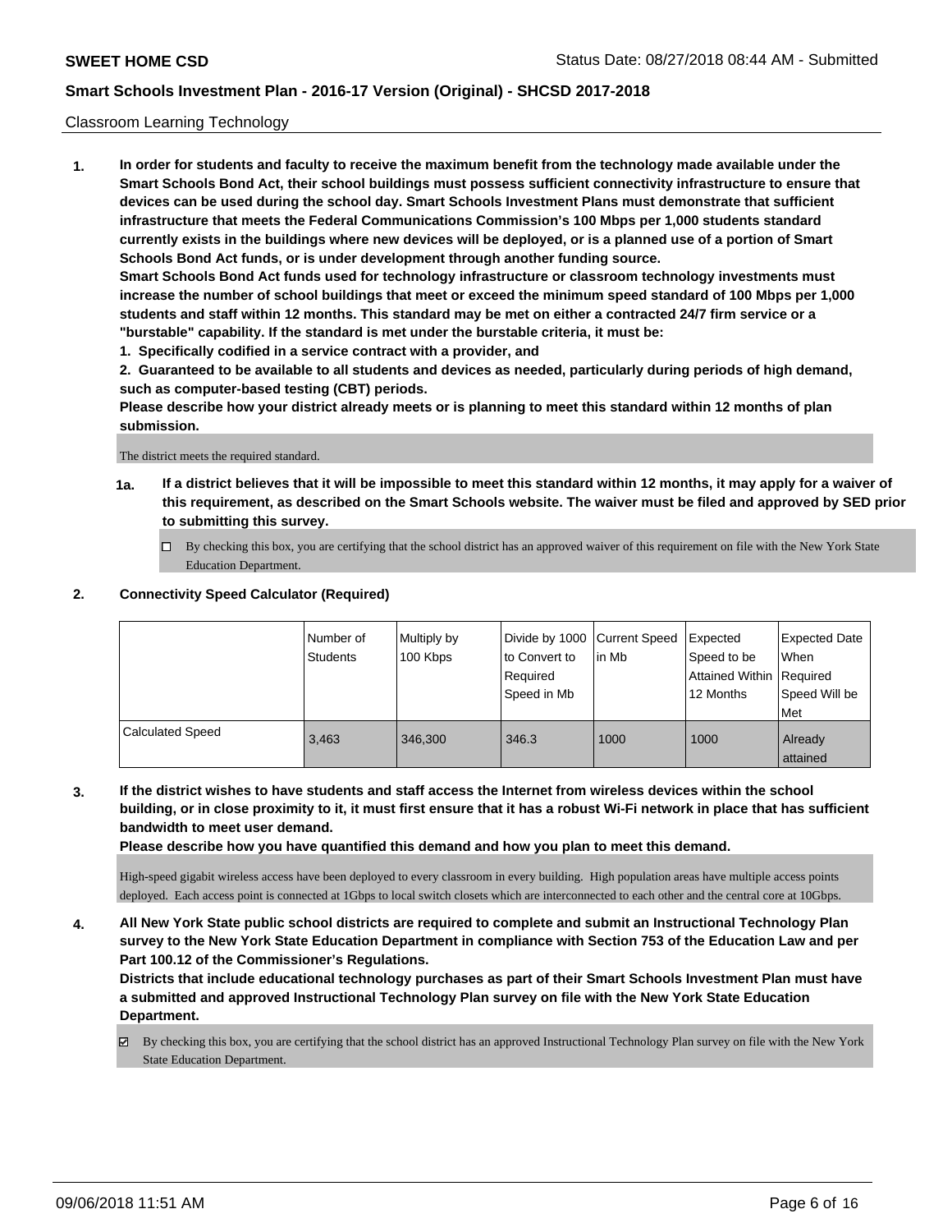Classroom Learning Technology

1. **In order for students and faculty to receive the maximum benefit from the technology made available under the Smart Schools Bond Act, their school buildings must possess sufficient connectivity infrastructure to ensure that devices can be used during the school day. Smart Schools Investment Plans must demonstrate that sufficient infrastructure that meets the Federal Communications Commission's 100 Mbps per 1,000 students standard currently exists in the buildings where new devices will be deployed, or is a planned use of a portion of Smart Schools Bond Act funds, or is under development through another funding source.**
   **Smart Schools Bond Act funds used for technology infrastructure or classroom technology investments must increase the number of school buildings that meet or exceed the minimum speed standard of 100 Mbps per 1,000 students and staff within 12 months. This standard may be met on either a contracted 24/7 firm service or a "burstable" capability. If the standard is met under the burstable criteria, it must be:**
   **1. Specifically codified in a service contract with a provider, and**
   **2. Guaranteed to be available to all students and devices as needed, particularly during periods of high demand, such as computer-based testing (CBT) periods.**
   **Please describe how your district already meets or is planning to meet this standard within 12 months of plan submission.**

   The district meets the required standard.

   **1a. If a district believes that it will be impossible to meet this standard within 12 months, it may apply for a waiver of this requirement, as described on the Smart Schools website. The waiver must be filed and approved by SED prior to submitting this survey.**

   ☐ By checking this box, you are certifying that the school district has an approved waiver of this requirement on file with the New York State Education Department.

2. **Connectivity Speed Calculator (Required)**

| | Number of Students | Multiply by 100 Kbps | Divide by 1000 to Convert to Required Speed in Mb | Current Speed in Mb | Expected Speed to be Attained Within 12 Months | Expected Date When Required Speed Will be Met |
|---|---|---|---|---|---|---|
| Calculated Speed | 3,463 | 346,300 | 346.3 | 1000 | 1000 | Already attained |

3. **If the district wishes to have students and staff access the Internet from wireless devices within the school building, or in close proximity to it, it must first ensure that it has a robust Wi-Fi network in place that has sufficient bandwidth to meet user demand.**
   **Please describe how you have quantified this demand and how you plan to meet this demand.**

   High-speed gigabit wireless access have been deployed to every classroom in every building. High population areas have multiple access points deployed. Each access point is connected at 1Gbps to local switch closets which are interconnected to each other and the central core at 10Gbps.

4. **All New York State public school districts are required to complete and submit an Instructional Technology Plan survey to the New York State Education Department in compliance with Section 753 of the Education Law and per Part 100.12 of the Commissioner's Regulations.**
   **Districts that include educational technology purchases as part of their Smart Schools Investment Plan must have a submitted and approved Instructional Technology Plan survey on file with the New York State Education Department.**

   ☑ By checking this box, you are certifying that the school district has an approved Instructional Technology Plan survey on file with the New York State Education Department.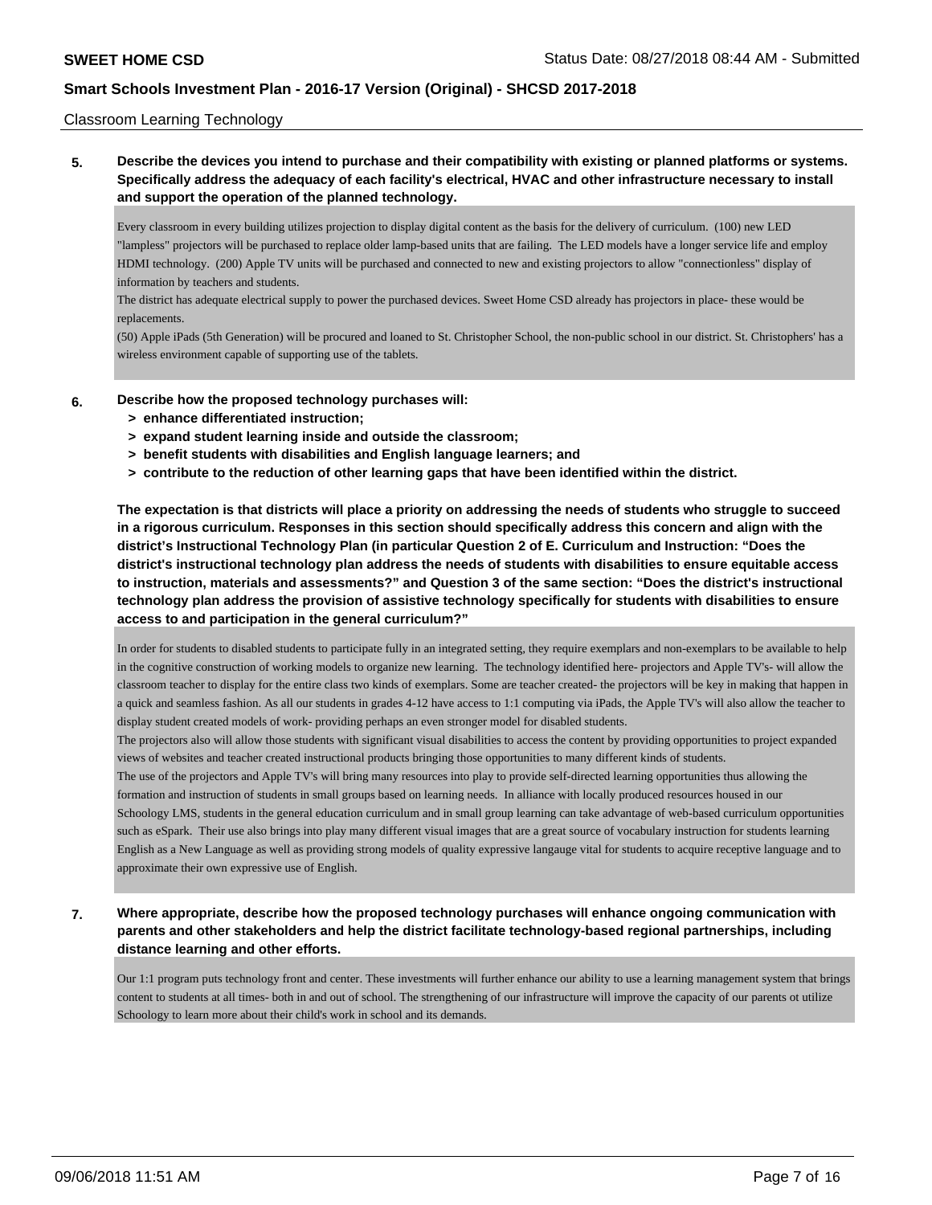Classroom Learning Technology

**5. Describe the devices you intend to purchase and their compatibility with existing or planned platforms or systems. Specifically address the adequacy of each facility's electrical, HVAC and other infrastructure necessary to install and support the operation of the planned technology.**

Every classroom in every building utilizes projection to display digital content as the basis for the delivery of curriculum. (100) new LED "lampless" projectors will be purchased to replace older lamp-based units that are failing. The LED models have a longer service life and employ HDMI technology. (200) Apple TV units will be purchased and connected to new and existing projectors to allow "connectionless" display of information by teachers and students.
The district has adequate electrical supply to power the purchased devices. Sweet Home CSD already has projectors in place- these would be replacements.
(50) Apple iPads (5th Generation) will be procured and loaned to St. Christopher School, the non-public school in our district. St. Christophers' has a wireless environment capable of supporting use of the tablets.

**6. Describe how the proposed technology purchases will:**
**> enhance differentiated instruction;**
**> expand student learning inside and outside the classroom;**
**> benefit students with disabilities and English language learners; and**
**> contribute to the reduction of other learning gaps that have been identified within the district.**

**The expectation is that districts will place a priority on addressing the needs of students who struggle to succeed in a rigorous curriculum. Responses in this section should specifically address this concern and align with the district's Instructional Technology Plan (in particular Question 2 of E. Curriculum and Instruction: "Does the district's instructional technology plan address the needs of students with disabilities to ensure equitable access to instruction, materials and assessments?" and Question 3 of the same section: "Does the district's instructional technology plan address the provision of assistive technology specifically for students with disabilities to ensure access to and participation in the general curriculum?"**

In order for students to disabled students to participate fully in an integrated setting, they require exemplars and non-exemplars to be available to help in the cognitive construction of working models to organize new learning. The technology identified here- projectors and Apple TV's- will allow the classroom teacher to display for the entire class two kinds of exemplars. Some are teacher created- the projectors will be key in making that happen in a quick and seamless fashion. As all our students in grades 4-12 have access to 1:1 computing via iPads, the Apple TV's will also allow the teacher to display student created models of work- providing perhaps an even stronger model for disabled students.
The projectors also will allow those students with significant visual disabilities to access the content by providing opportunities to project expanded views of websites and teacher created instructional products bringing those opportunities to many different kinds of students.
The use of the projectors and Apple TV's will bring many resources into play to provide self-directed learning opportunities thus allowing the formation and instruction of students in small groups based on learning needs. In alliance with locally produced resources housed in our Schoology LMS, students in the general education curriculum and in small group learning can take advantage of web-based curriculum opportunities such as eSpark. Their use also brings into play many different visual images that are a great source of vocabulary instruction for students learning English as a New Language as well as providing strong models of quality expressive langauge vital for students to acquire receptive language and to approximate their own expressive use of English.

**7. Where appropriate, describe how the proposed technology purchases will enhance ongoing communication with parents and other stakeholders and help the district facilitate technology-based regional partnerships, including distance learning and other efforts.**

Our 1:1 program puts technology front and center. These investments will further enhance our ability to use a learning management system that brings content to students at all times- both in and out of school. The strengthening of our infrastructure will improve the capacity of our parents ot utilize Schoology to learn more about their child's work in school and its demands.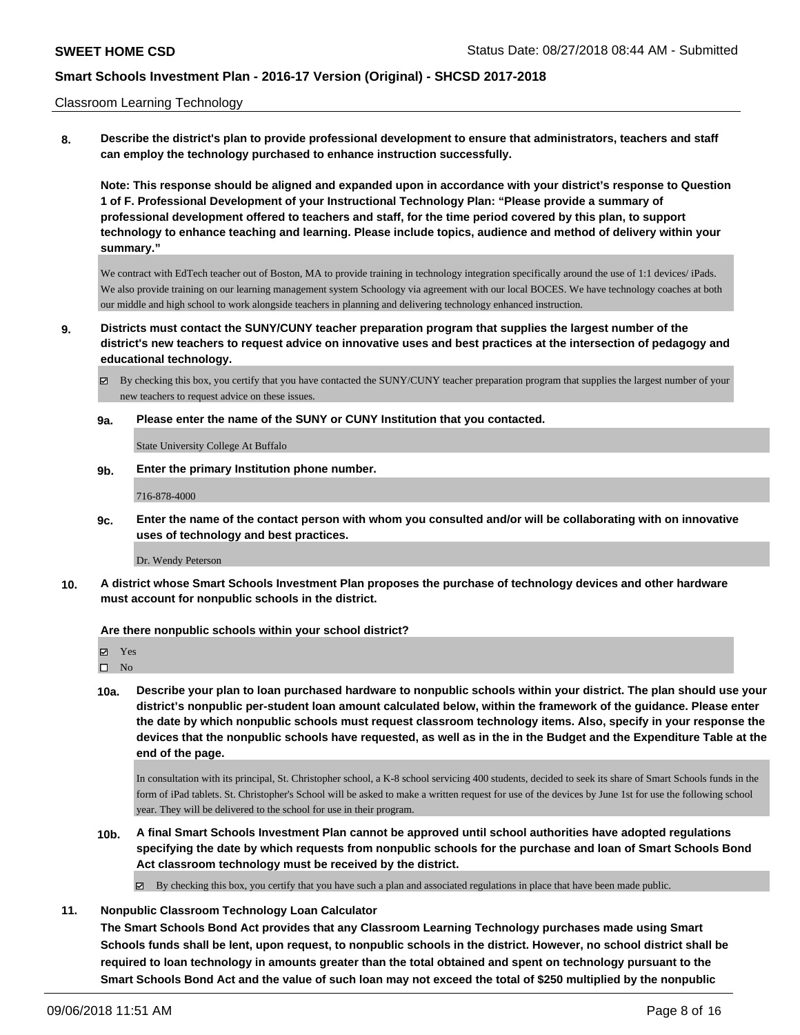Classroom Learning Technology

**8. Describe the district's plan to provide professional development to ensure that administrators, teachers and staff can employ the technology purchased to enhance instruction successfully.**

**Note: This response should be aligned and expanded upon in accordance with your district's response to Question 1 of F. Professional Development of your Instructional Technology Plan: "Please provide a summary of professional development offered to teachers and staff, for the time period covered by this plan, to support technology to enhance teaching and learning. Please include topics, audience and method of delivery within your summary."**

We contract with EdTech teacher out of Boston, MA to provide training in technology integration specifically around the use of 1:1 devices/ iPads. We also provide training on our learning management system Schoology via agreement with our local BOCES. We have technology coaches at both our middle and high school to work alongside teachers in planning and delivering technology enhanced instruction.

**9. Districts must contact the SUNY/CUNY teacher preparation program that supplies the largest number of the district's new teachers to request advice on innovative uses and best practices at the intersection of pedagogy and educational technology.**

☑ By checking this box, you certify that you have contacted the SUNY/CUNY teacher preparation program that supplies the largest number of your new teachers to request advice on these issues.

**9a. Please enter the name of the SUNY or CUNY Institution that you contacted.**

State University College At Buffalo

**9b. Enter the primary Institution phone number.**

716-878-4000

**9c. Enter the name of the contact person with whom you consulted and/or will be collaborating with on innovative uses of technology and best practices.**

Dr. Wendy Peterson

**10. A district whose Smart Schools Investment Plan proposes the purchase of technology devices and other hardware must account for nonpublic schools in the district.**

**Are there nonpublic schools within your school district?**

☑ Yes
☐ No

**10a. Describe your plan to loan purchased hardware to nonpublic schools within your district. The plan should use your district's nonpublic per-student loan amount calculated below, within the framework of the guidance. Please enter the date by which nonpublic schools must request classroom technology items. Also, specify in your response the devices that the nonpublic schools have requested, as well as in the in the Budget and the Expenditure Table at the end of the page.**

In consultation with its principal, St. Christopher school, a K-8 school servicing 400 students, decided to seek its share of Smart Schools funds in the form of iPad tablets. St. Christopher's School will be asked to make a written request for use of the devices by June 1st for use the following school year. They will be delivered to the school for use in their program.

**10b. A final Smart Schools Investment Plan cannot be approved until school authorities have adopted regulations specifying the date by which requests from nonpublic schools for the purchase and loan of Smart Schools Bond Act classroom technology must be received by the district.**

☑ By checking this box, you certify that you have such a plan and associated regulations in place that have been made public.

**11. Nonpublic Classroom Technology Loan Calculator**

**The Smart Schools Bond Act provides that any Classroom Learning Technology purchases made using Smart Schools funds shall be lent, upon request, to nonpublic schools in the district. However, no school district shall be required to loan technology in amounts greater than the total obtained and spent on technology pursuant to the Smart Schools Bond Act and the value of such loan may not exceed the total of $250 multiplied by the nonpublic**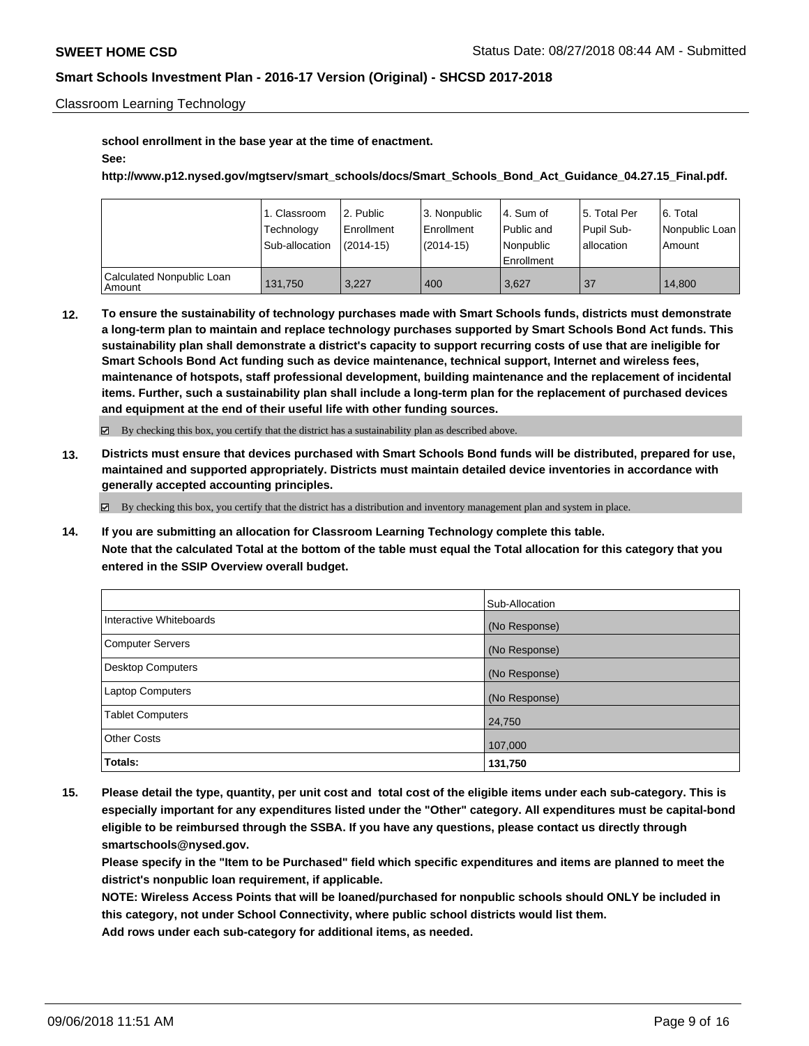school enrollment in the base year at the time of enactment.

**See:**

**http://www.p12.nysed.gov/mgtserv/smart_schools/docs/Smart_Schools_Bond_Act_Guidance_04.27.15_Final.pdf.**

| | 1. Classroom Technology Sub-allocation | 2. Public Enrollment (2014-15) | 3. Nonpublic Enrollment (2014-15) | 4. Sum of Public and Nonpublic Enrollment | 5. Total Per Pupil Sub-allocation | 6. Total Nonpublic Loan Amount |
|---|---|---|---|---|---|---|
| Calculated Nonpublic Loan Amount | 131,750 | 3,227 | 400 | 3,627 | 37 | 14,800 |

**12. To ensure the sustainability of technology purchases made with Smart Schools funds, districts must demonstrate a long-term plan to maintain and replace technology purchases supported by Smart Schools Bond Act funds. This sustainability plan shall demonstrate a district's capacity to support recurring costs of use that are ineligible for Smart Schools Bond Act funding such as device maintenance, technical support, Internet and wireless fees, maintenance of hotspots, staff professional development, building maintenance and the replacement of incidental items. Further, such a sustainability plan shall include a long-term plan for the replacement of purchased devices and equipment at the end of their useful life with other funding sources.**

☑ By checking this box, you certify that the district has a sustainability plan as described above.

**13. Districts must ensure that devices purchased with Smart Schools Bond funds will be distributed, prepared for use, maintained and supported appropriately. Districts must maintain detailed device inventories in accordance with generally accepted accounting principles.**

☑ By checking this box, you certify that the district has a distribution and inventory management plan and system in place.

**14. If you are submitting an allocation for Classroom Learning Technology complete this table.**
**Note that the calculated Total at the bottom of the table must equal the Total allocation for this category that you entered in the SSIP Overview overall budget.**

| | Sub-Allocation |
|---|---|
| Interactive Whiteboards | (No Response) |
| Computer Servers | (No Response) |
| Desktop Computers | (No Response) |
| Laptop Computers | (No Response) |
| Tablet Computers | 24,750 |
| Other Costs | 107,000 |
| **Totals:** | **131,750** |

**15. Please detail the type, quantity, per unit cost and total cost of the eligible items under each sub-category. This is especially important for any expenditures listed under the "Other" category. All expenditures must be capital-bond eligible to be reimbursed through the SSBA. If you have any questions, please contact us directly through smartschools@nysed.gov.**
**Please specify in the "Item to be Purchased" field which specific expenditures and items are planned to meet the district's nonpublic loan requirement, if applicable.**
**NOTE: Wireless Access Points that will be loaned/purchased for nonpublic schools should ONLY be included in this category, not under School Connectivity, where public school districts would list them.**
**Add rows under each sub-category for additional items, as needed.**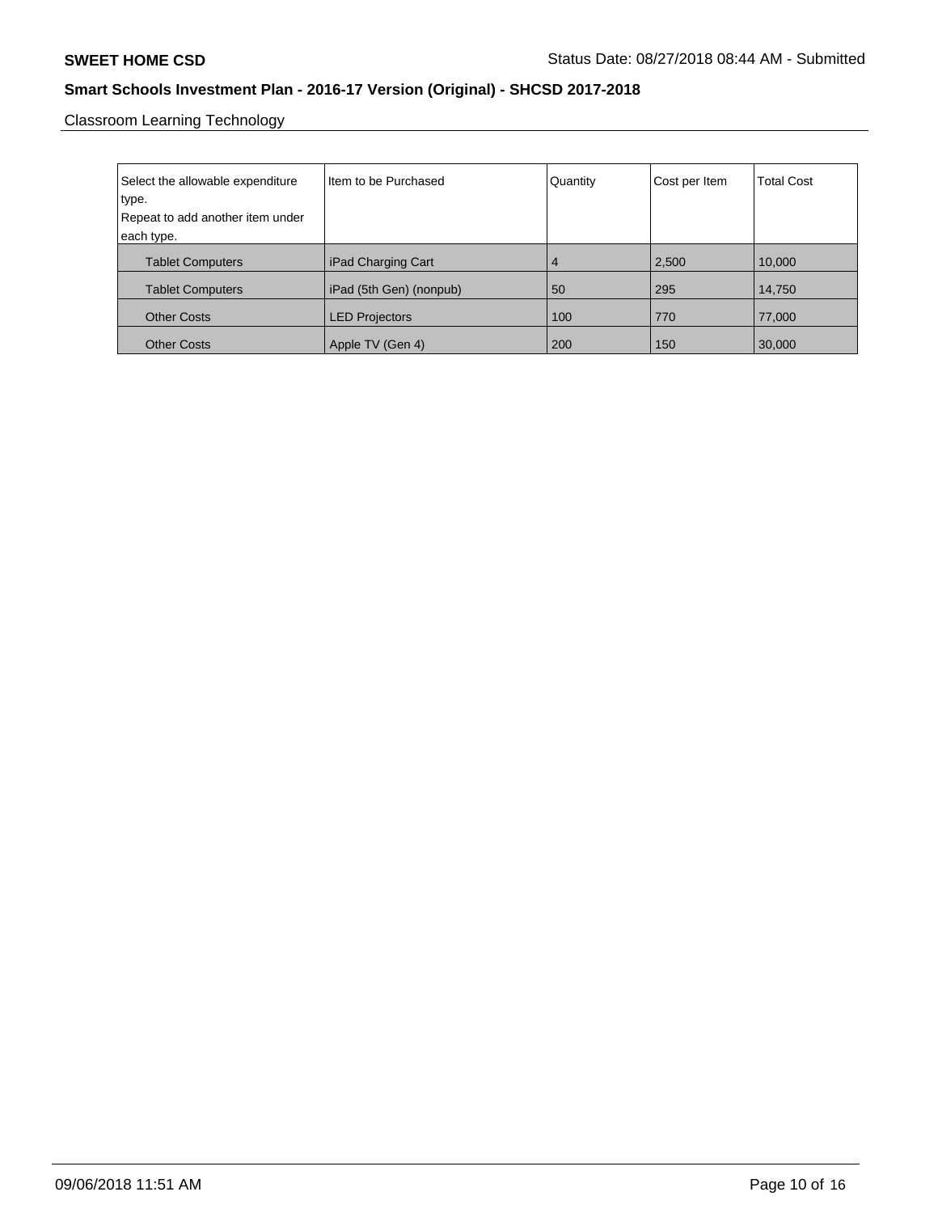Classroom Learning Technology

| Select the allowable expenditure type. Repeat to add another item under each type. | Item to be Purchased | Quantity | Cost per Item | Total Cost |
|---|---|---|---|---|
| Tablet Computers | iPad Charging Cart | 4 | 2,500 | 10,000 |
| Tablet Computers | iPad (5th Gen) (nonpub) | 50 | 295 | 14,750 |
| Other Costs | LED Projectors | 100 | 770 | 77,000 |
| Other Costs | Apple TV (Gen 4) | 200 | 150 | 30,000 |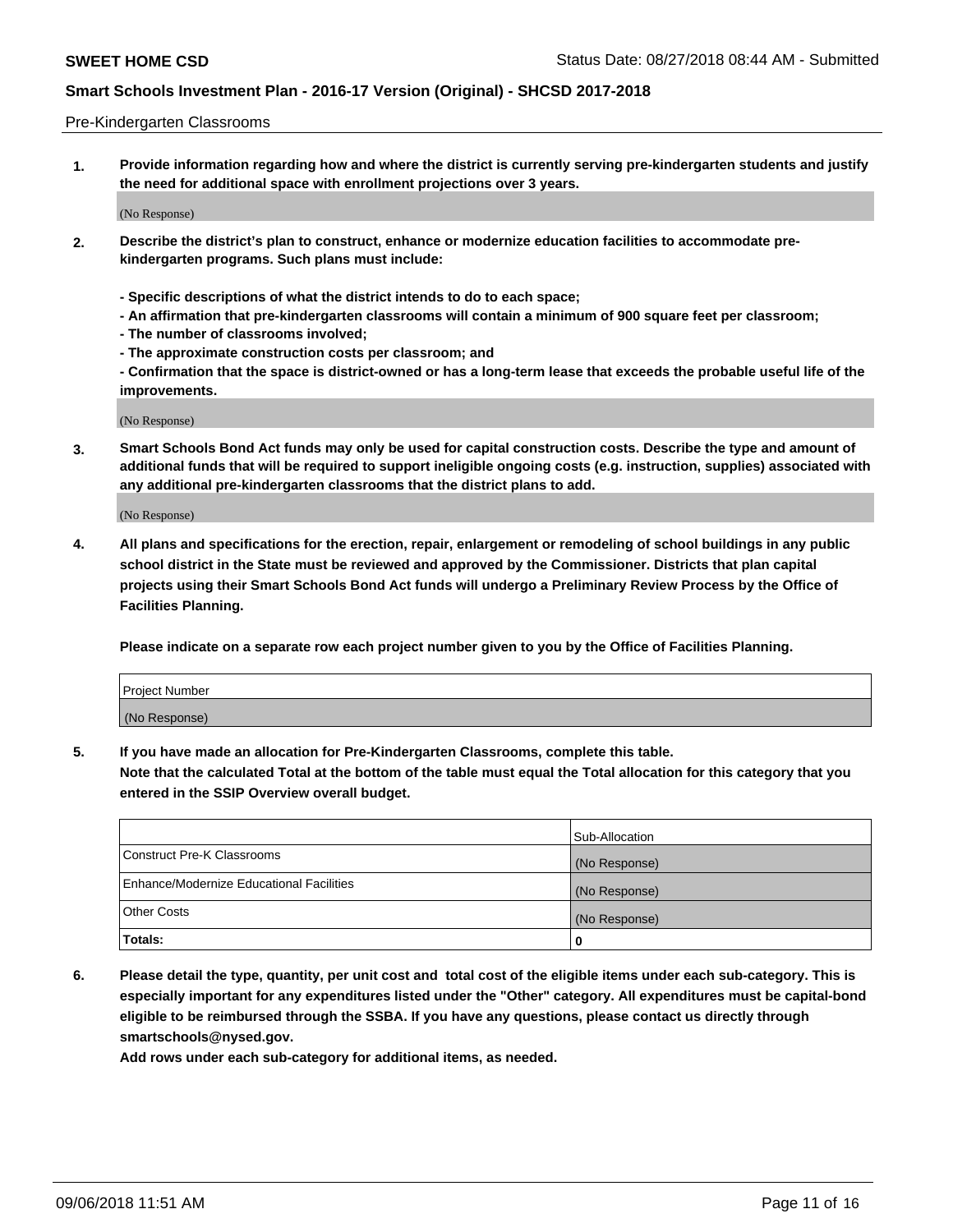Pre-Kindergarten Classrooms

1. **Provide information regarding how and where the district is currently serving pre-kindergarten students and justify the need for additional space with enrollment projections over 3 years.**

   (No Response)

2. **Describe the district's plan to construct, enhance or modernize education facilities to accommodate pre-kindergarten programs. Such plans must include:**

   **- Specific descriptions of what the district intends to do to each space;**
   **- An affirmation that pre-kindergarten classrooms will contain a minimum of 900 square feet per classroom;**
   **- The number of classrooms involved;**
   **- The approximate construction costs per classroom; and**
   **- Confirmation that the space is district-owned or has a long-term lease that exceeds the probable useful life of the improvements.**

   (No Response)

3. **Smart Schools Bond Act funds may only be used for capital construction costs. Describe the type and amount of additional funds that will be required to support ineligible ongoing costs (e.g. instruction, supplies) associated with any additional pre-kindergarten classrooms that the district plans to add.**

   (No Response)

4. **All plans and specifications for the erection, repair, enlargement or remodeling of school buildings in any public school district in the State must be reviewed and approved by the Commissioner. Districts that plan capital projects using their Smart Schools Bond Act funds will undergo a Preliminary Review Process by the Office of Facilities Planning.**

   **Please indicate on a separate row each project number given to you by the Office of Facilities Planning.**

| Project Number |
| --- |
| (No Response) |

5. **If you have made an allocation for Pre-Kindergarten Classrooms, complete this table.**
   **Note that the calculated Total at the bottom of the table must equal the Total allocation for this category that you entered in the SSIP Overview overall budget.**

| | Sub-Allocation |
| --- | --- |
| Construct Pre-K Classrooms | (No Response) |
| Enhance/Modernize Educational Facilities | (No Response) |
| Other Costs | (No Response) |
| **Totals:** | **0** |

6. **Please detail the type, quantity, per unit cost and total cost of the eligible items under each sub-category. This is especially important for any expenditures listed under the "Other" category. All expenditures must be capital-bond eligible to be reimbursed through the SSBA. If you have any questions, please contact us directly through smartschools@nysed.gov.**
   **Add rows under each sub-category for additional items, as needed.**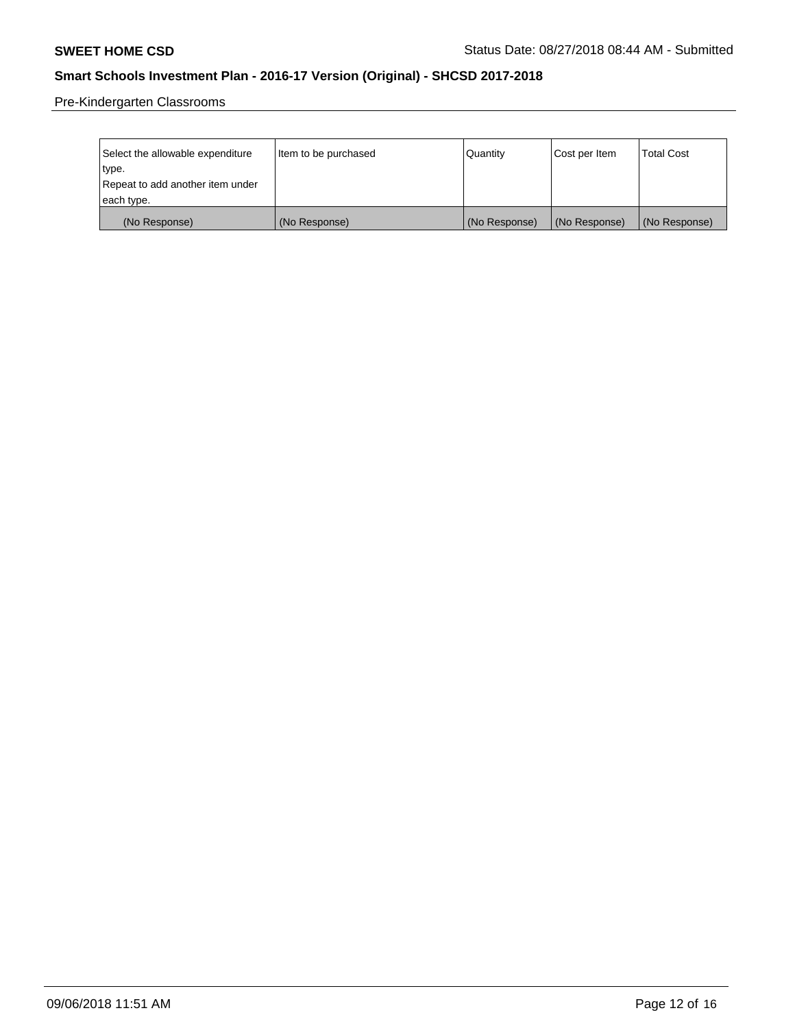Pre-Kindergarten Classrooms

| Select the allowable expenditure type. Repeat to add another item under each type. | Item to be purchased | Quantity | Cost per Item | Total Cost |
|---|---|---|---|---|
| (No Response) | (No Response) | (No Response) | (No Response) | (No Response) |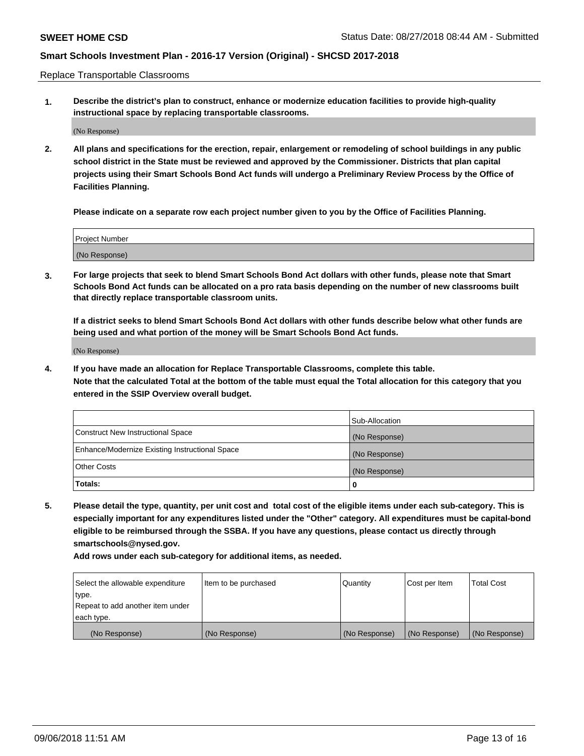Replace Transportable Classrooms

1. **Describe the district's plan to construct, enhance or modernize education facilities to provide high-quality instructional space by replacing transportable classrooms.**

(No Response)

2. **All plans and specifications for the erection, repair, enlargement or remodeling of school buildings in any public school district in the State must be reviewed and approved by the Commissioner. Districts that plan capital projects using their Smart Schools Bond Act funds will undergo a Preliminary Review Process by the Office of Facilities Planning.**

   **Please indicate on a separate row each project number given to you by the Office of Facilities Planning.**

| Project Number |
| --- |
| (No Response) |

3. **For large projects that seek to blend Smart Schools Bond Act dollars with other funds, please note that Smart Schools Bond Act funds can be allocated on a pro rata basis depending on the number of new classrooms built that directly replace transportable classroom units.**

   **If a district seeks to blend Smart Schools Bond Act dollars with other funds describe below what other funds are being used and what portion of the money will be Smart Schools Bond Act funds.**

(No Response)

4. **If you have made an allocation for Replace Transportable Classrooms, complete this table. Note that the calculated Total at the bottom of the table must equal the Total allocation for this category that you entered in the SSIP Overview overall budget.**

| | Sub-Allocation |
| --- | --- |
| Construct New Instructional Space | (No Response) |
| Enhance/Modernize Existing Instructional Space | (No Response) |
| Other Costs | (No Response) |
| **Totals:** | **0** |

5. **Please detail the type, quantity, per unit cost and total cost of the eligible items under each sub-category. This is especially important for any expenditures listed under the "Other" category. All expenditures must be capital-bond eligible to be reimbursed through the SSBA. If you have any questions, please contact us directly through smartschools@nysed.gov.**

   **Add rows under each sub-category for additional items, as needed.**

| Select the allowable expenditure type. Repeat to add another item under each type. | Item to be purchased | Quantity | Cost per Item | Total Cost |
| --- | --- | --- | --- | --- |
| (No Response) | (No Response) | (No Response) | (No Response) | (No Response) |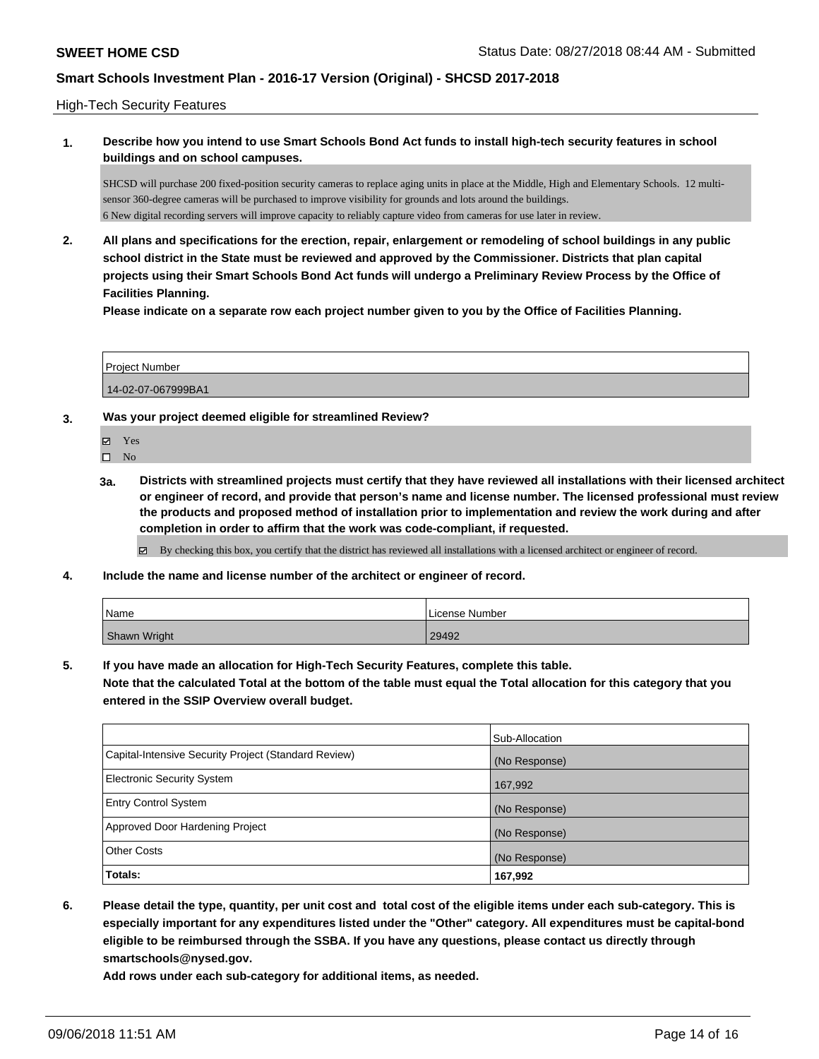## High-Tech Security Features

**1. Describe how you intend to use Smart Schools Bond Act funds to install high-tech security features in school buildings and on school campuses.**

SHCSD will purchase 200 fixed-position security cameras to replace aging units in place at the Middle, High and Elementary Schools. 12 multi-sensor 360-degree cameras will be purchased to improve visibility for grounds and lots around the buildings.
6 New digital recording servers will improve capacity to reliably capture video from cameras for use later in review.

**2. All plans and specifications for the erection, repair, enlargement or remodeling of school buildings in any public school district in the State must be reviewed and approved by the Commissioner. Districts that plan capital projects using their Smart Schools Bond Act funds will undergo a Preliminary Review Process by the Office of Facilities Planning.**

**Please indicate on a separate row each project number given to you by the Office of Facilities Planning.**

| Project Number |
| --- |
| 14-02-07-067999BA1 |

**3. Was your project deemed eligible for streamlined Review?**

- ☑ Yes
- ☐ No

**3a. Districts with streamlined projects must certify that they have reviewed all installations with their licensed architect or engineer of record, and provide that person's name and license number. The licensed professional must review the products and proposed method of installation prior to implementation and review the work during and after completion in order to affirm that the work was code-compliant, if requested.**

- ☑ By checking this box, you certify that the district has reviewed all installations with a licensed architect or engineer of record.

**4. Include the name and license number of the architect or engineer of record.**

| Name | License Number |
| --- | --- |
| Shawn Wright | 29492 |

**5. If you have made an allocation for High-Tech Security Features, complete this table.**
**Note that the calculated Total at the bottom of the table must equal the Total allocation for this category that you entered in the SSIP Overview overall budget.**

| | Sub-Allocation |
| --- | --- |
| Capital-Intensive Security Project (Standard Review) | (No Response) |
| Electronic Security System | 167,992 |
| Entry Control System | (No Response) |
| Approved Door Hardening Project | (No Response) |
| Other Costs | (No Response) |
| **Totals:** | **167,992** |

**6. Please detail the type, quantity, per unit cost and total cost of the eligible items under each sub-category. This is especially important for any expenditures listed under the "Other" category. All expenditures must be capital-bond eligible to be reimbursed through the SSBA. If you have any questions, please contact us directly through smartschools@nysed.gov.**

**Add rows under each sub-category for additional items, as needed.**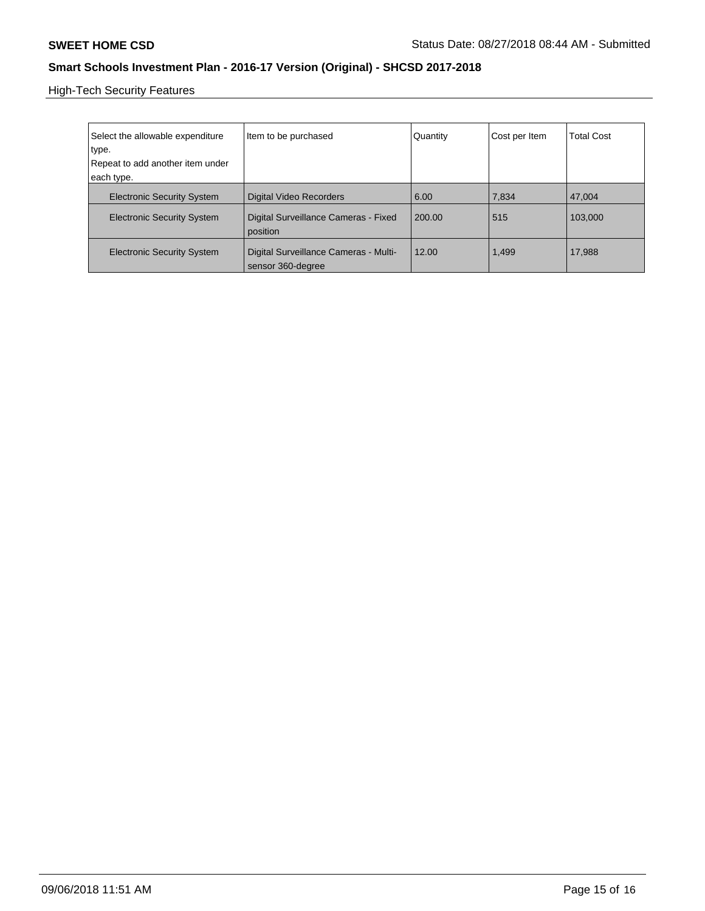High-Tech Security Features

| Select the allowable expenditure type. Repeat to add another item under each type. | Item to be purchased | Quantity | Cost per Item | Total Cost |
|---|---|---|---|---|
| Electronic Security System | Digital Video Recorders | 6.00 | 7,834 | 47,004 |
| Electronic Security System | Digital Surveillance Cameras - Fixed position | 200.00 | 515 | 103,000 |
| Electronic Security System | Digital Surveillance Cameras - Multi-sensor 360-degree | 12.00 | 1,499 | 17,988 |